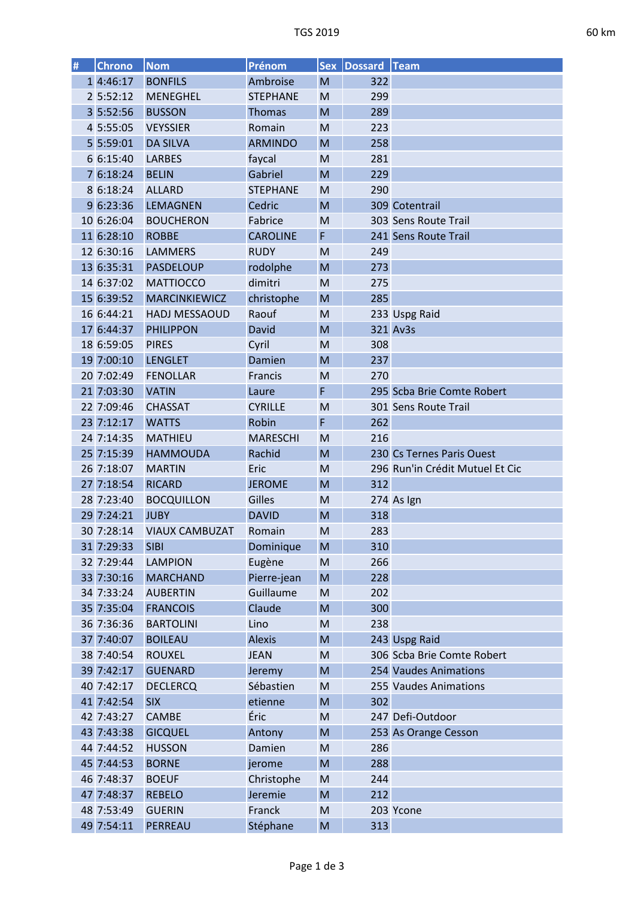TGS 2019 — 60 km

| # | Chrono | Nom | Prénom | Sex | Dossard | Team |
|---|---|---|---|---|---|---|
| 1 | 4:46:17 | BONFILS | Ambroise | M | 322 | |
| 2 | 5:52:12 | MENEGHEL | STEPHANE | M | 299 | |
| 3 | 5:52:56 | BUSSON | Thomas | M | 289 | |
| 4 | 5:55:05 | VEYSSIER | Romain | M | 223 | |
| 5 | 5:59:01 | DA SILVA | ARMINDO | M | 258 | |
| 6 | 6:15:40 | LARBES | faycal | M | 281 | |
| 7 | 6:18:24 | BELIN | Gabriel | M | 229 | |
| 8 | 6:18:24 | ALLARD | STEPHANE | M | 290 | |
| 9 | 6:23:36 | LEMAGNEN | Cedric | M | 309 | Cotentrail |
| 10 | 6:26:04 | BOUCHERON | Fabrice | M | 303 | Sens Route Trail |
| 11 | 6:28:10 | ROBBE | CAROLINE | F | 241 | Sens Route Trail |
| 12 | 6:30:16 | LAMMERS | RUDY | M | 249 | |
| 13 | 6:35:31 | PASDELOUP | rodolphe | M | 273 | |
| 14 | 6:37:02 | MATTIOCCO | dimitri | M | 275 | |
| 15 | 6:39:52 | MARCINKIEWICZ | christophe | M | 285 | |
| 16 | 6:44:21 | HADJ MESSAOUD | Raouf | M | 233 | Uspg Raid |
| 17 | 6:44:37 | PHILIPPON | David | M | 321 | Av3s |
| 18 | 6:59:05 | PIRES | Cyril | M | 308 | |
| 19 | 7:00:10 | LENGLET | Damien | M | 237 | |
| 20 | 7:02:49 | FENOLLAR | Francis | M | 270 | |
| 21 | 7:03:30 | VATIN | Laure | F | 295 | Scba Brie Comte Robert |
| 22 | 7:09:46 | CHASSAT | CYRILLE | M | 301 | Sens Route Trail |
| 23 | 7:12:17 | WATTS | Robin | F | 262 | |
| 24 | 7:14:35 | MATHIEU | MARESCHI | M | 216 | |
| 25 | 7:15:39 | HAMMOUDA | Rachid | M | 230 | Cs Ternes Paris Ouest |
| 26 | 7:18:07 | MARTIN | Eric | M | 296 | Run'in Crédit Mutuel Et Cic |
| 27 | 7:18:54 | RICARD | JEROME | M | 312 | |
| 28 | 7:23:40 | BOCQUILLON | Gilles | M | 274 | As Ign |
| 29 | 7:24:21 | JUBY | DAVID | M | 318 | |
| 30 | 7:28:14 | VIAUX CAMBUZAT | Romain | M | 283 | |
| 31 | 7:29:33 | SIBI | Dominique | M | 310 | |
| 32 | 7:29:44 | LAMPION | Eugène | M | 266 | |
| 33 | 7:30:16 | MARCHAND | Pierre-jean | M | 228 | |
| 34 | 7:33:24 | AUBERTIN | Guillaume | M | 202 | |
| 35 | 7:35:04 | FRANCOIS | Claude | M | 300 | |
| 36 | 7:36:36 | BARTOLINI | Lino | M | 238 | |
| 37 | 7:40:07 | BOILEAU | Alexis | M | 243 | Uspg Raid |
| 38 | 7:40:54 | ROUXEL | JEAN | M | 306 | Scba Brie Comte Robert |
| 39 | 7:42:17 | GUENARD | Jeremy | M | 254 | Vaudes Animations |
| 40 | 7:42:17 | DECLERCQ | Sébastien | M | 255 | Vaudes Animations |
| 41 | 7:42:54 | SIX | etienne | M | 302 | |
| 42 | 7:43:27 | CAMBE | Éric | M | 247 | Defi-Outdoor |
| 43 | 7:43:38 | GICQUEL | Antony | M | 253 | As Orange Cesson |
| 44 | 7:44:52 | HUSSON | Damien | M | 286 | |
| 45 | 7:44:53 | BORNE | jerome | M | 288 | |
| 46 | 7:48:37 | BOEUF | Christophe | M | 244 | |
| 47 | 7:48:37 | REBELO | Jeremie | M | 212 | |
| 48 | 7:53:49 | GUERIN | Franck | M | 203 | Ycone |
| 49 | 7:54:11 | PERREAU | Stéphane | M | 313 | |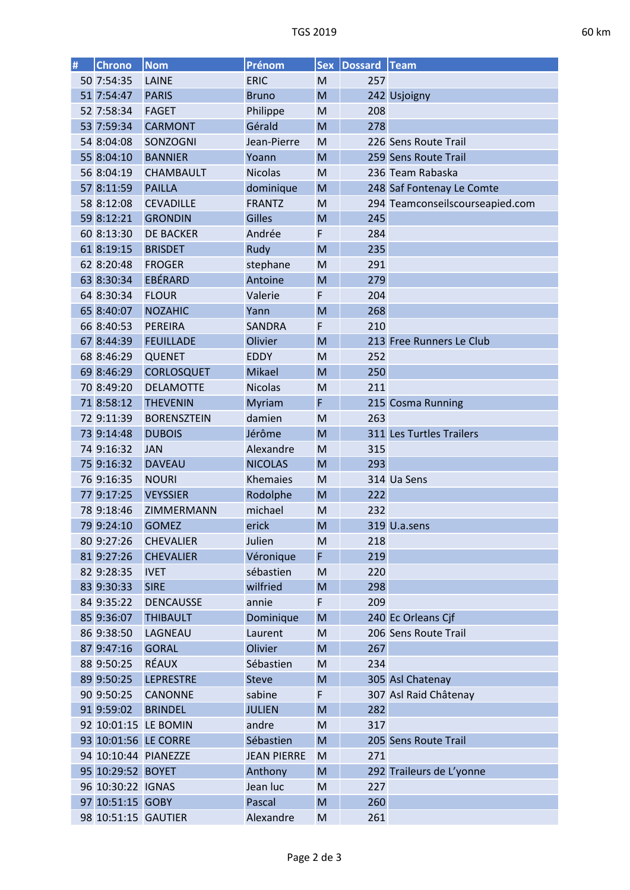| # | Chrono | Nom | Prénom | Sex | Dossard | Team |
|---|---|---|---|---|---|---|
| 50 | 7:54:35 | LAINE | ERIC | M | 257 | |
| 51 | 7:54:47 | PARIS | Bruno | M | 242 | Usjoigny |
| 52 | 7:58:34 | FAGET | Philippe | M | 208 | |
| 53 | 7:59:34 | CARMONT | Gérald | M | 278 | |
| 54 | 8:04:08 | SONZOGNI | Jean-Pierre | M | 226 | Sens Route Trail |
| 55 | 8:04:10 | BANNIER | Yoann | M | 259 | Sens Route Trail |
| 56 | 8:04:19 | CHAMBAULT | Nicolas | M | 236 | Team Rabaska |
| 57 | 8:11:59 | PAILLA | dominique | M | 248 | Saf Fontenay Le Comte |
| 58 | 8:12:08 | CEVADILLE | FRANTZ | M | 294 | Teamconseilscourseapied.com |
| 59 | 8:12:21 | GRONDIN | Gilles | M | 245 | |
| 60 | 8:13:30 | DE BACKER | Andrée | F | 284 | |
| 61 | 8:19:15 | BRISDET | Rudy | M | 235 | |
| 62 | 8:20:48 | FROGER | stephane | M | 291 | |
| 63 | 8:30:34 | EBÉRARD | Antoine | M | 279 | |
| 64 | 8:30:34 | FLOUR | Valerie | F | 204 | |
| 65 | 8:40:07 | NOZAHIC | Yann | M | 268 | |
| 66 | 8:40:53 | PEREIRA | SANDRA | F | 210 | |
| 67 | 8:44:39 | FEUILLADE | Olivier | M | 213 | Free Runners Le Club |
| 68 | 8:46:29 | QUENET | EDDY | M | 252 | |
| 69 | 8:46:29 | CORLOSQUET | Mikael | M | 250 | |
| 70 | 8:49:20 | DELAMOTTE | Nicolas | M | 211 | |
| 71 | 8:58:12 | THEVENIN | Myriam | F | 215 | Cosma Running |
| 72 | 9:11:39 | BORENSZTEIN | damien | M | 263 | |
| 73 | 9:14:48 | DUBOIS | Jérôme | M | 311 | Les Turtles Trailers |
| 74 | 9:16:32 | JAN | Alexandre | M | 315 | |
| 75 | 9:16:32 | DAVEAU | NICOLAS | M | 293 | |
| 76 | 9:16:35 | NOURI | Khemaies | M | 314 | Ua Sens |
| 77 | 9:17:25 | VEYSSIER | Rodolphe | M | 222 | |
| 78 | 9:18:46 | ZIMMERMANN | michael | M | 232 | |
| 79 | 9:24:10 | GOMEZ | erick | M | 319 | U.a.sens |
| 80 | 9:27:26 | CHEVALIER | Julien | M | 218 | |
| 81 | 9:27:26 | CHEVALIER | Véronique | F | 219 | |
| 82 | 9:28:35 | IVET | sébastien | M | 220 | |
| 83 | 9:30:33 | SIRE | wilfried | M | 298 | |
| 84 | 9:35:22 | DENCAUSSE | annie | F | 209 | |
| 85 | 9:36:07 | THIBAULT | Dominique | M | 240 | Ec Orleans Cjf |
| 86 | 9:38:50 | LAGNEAU | Laurent | M | 206 | Sens Route Trail |
| 87 | 9:47:16 | GORAL | Olivier | M | 267 | |
| 88 | 9:50:25 | RÉAUX | Sébastien | M | 234 | |
| 89 | 9:50:25 | LEPRESTRE | Steve | M | 305 | Asl Chatenay |
| 90 | 9:50:25 | CANONNE | sabine | F | 307 | Asl Raid Châtenay |
| 91 | 9:59:02 | BRINDEL | JULIEN | M | 282 | |
| 92 | 10:01:15 | LE BOMIN | andre | M | 317 | |
| 93 | 10:01:56 | LE CORRE | Sébastien | M | 205 | Sens Route Trail |
| 94 | 10:10:44 | PIANEZZE | JEAN PIERRE | M | 271 | |
| 95 | 10:29:52 | BOYET | Anthony | M | 292 | Traileurs de L'yonne |
| 96 | 10:30:22 | IGNAS | Jean luc | M | 227 | |
| 97 | 10:51:15 | GOBY | Pascal | M | 260 | |
| 98 | 10:51:15 | GAUTIER | Alexandre | M | 261 | |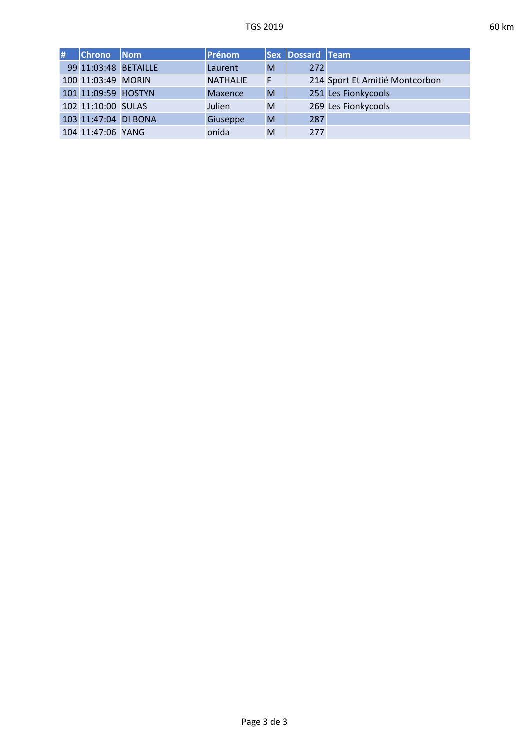| # | Chrono | Nom | Prénom | Sex | Dossard | Team |
|---|---|---|---|---|---|---|
| 99 | 11:03:48 | BETAILLE | Laurent | M | 272 | |
| 100 | 11:03:49 | MORIN | NATHALIE | F | 214 | Sport Et Amitié Montcorbon |
| 101 | 11:09:59 | HOSTYN | Maxence | M | 251 | Les Fionkycools |
| 102 | 11:10:00 | SULAS | Julien | M | 269 | Les Fionkycools |
| 103 | 11:47:04 | DI BONA | Giuseppe | M | 287 | |
| 104 | 11:47:06 | YANG | onida | M | 277 | |